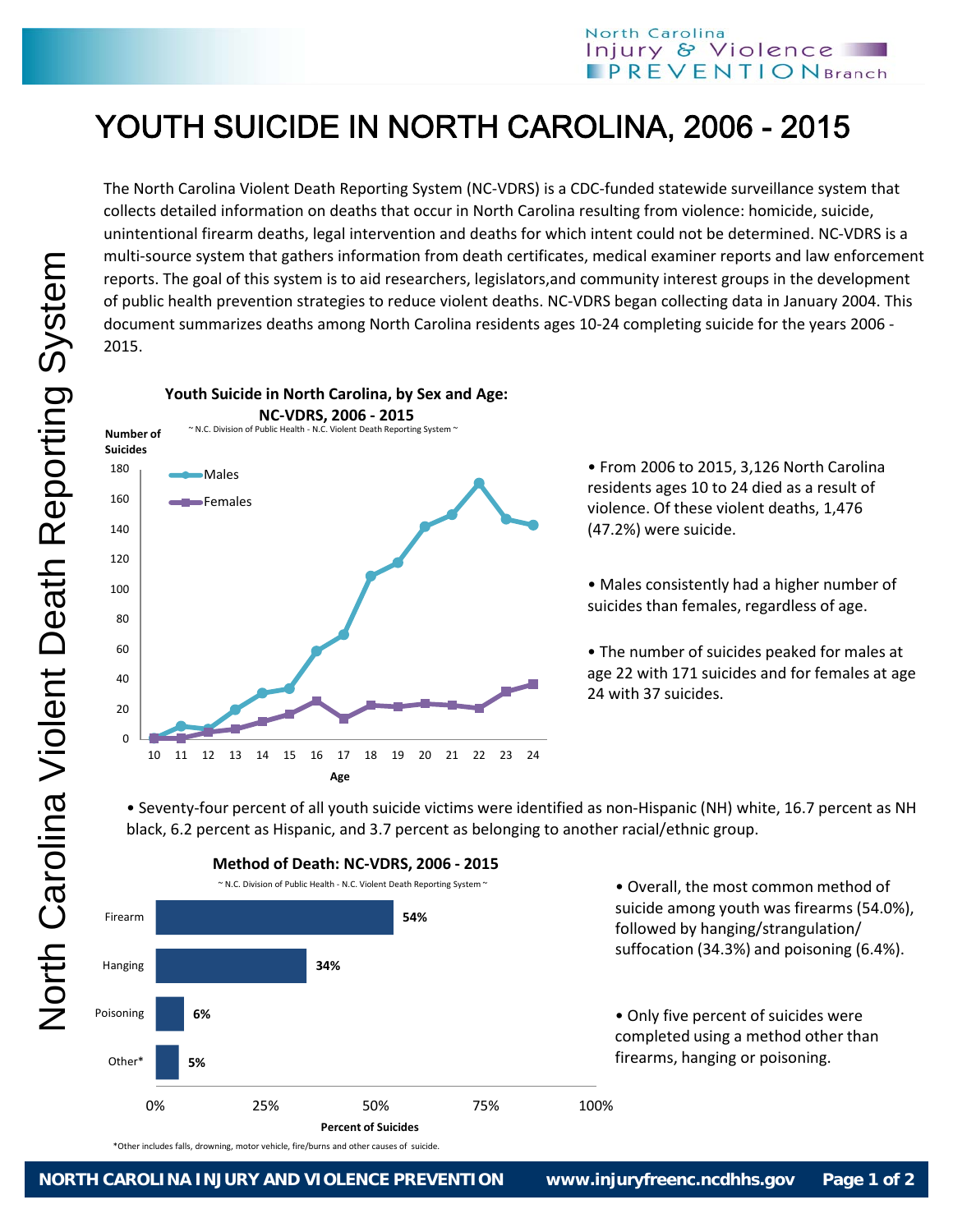# YOUTH SUICIDE IN NORTH CAROLINA, 2006 - 2015

The North Carolina Violent Death Reporting System (NC-VDRS) is a CDC-funded statewide surveillance system that collects detailed information on deaths that occur in North Carolina resulting from violence: homicide, suicide, unintentional firearm deaths, legal intervention and deaths for which intent could not be determined. NC-VDRS is a multi-source system that gathers information from death certificates, medical examiner reports and law enforcement reports. The goal of this system is to aid researchers, legislators,and community interest groups in the development of public health prevention strategies to reduce violent deaths. NC-VDRS began collecting data in January 2004. This document summarizes deaths among North Carolina residents ages 10-24 completing suicide for the years 2006 - 2015.

**Youth Suicide in North Carolina, by Sex and Age: NC-VDRS, 2006 - 2015**

~ N.C. Division of Public Health - N.C. Violent Death Reporting System ~

- From 2006 to 2015, 3,126 North Carolina residents ages 10 to 24 died as a result of violence. Of these violent deaths, 1,476 (47.2%) were suicide.
- Males consistently had a higher number of suicides than females, regardless of age.
- The number of suicides peaked for males at age 22 with 171 suicides and for females at age 24 with 37 suicides.

- Seventy-four percent of all youth suicide victims were identified as non-Hispanic (NH) white, 16.7 percent as NH black, 6.2 percent as Hispanic, and 3.7 percent as belonging to another racial/ethnic group.

**Method of Death: NC-VDRS, 2006 - 2015**

~ N.C. Division of Public Health - N.C. Violent Death Reporting System ~

| Method | Percent of Suicides |
|---|---|
| Firearm | 54% |
| Hanging | 34% |
| Poisoning | 6% |
| Other* | 5% |

*Other includes falls, drowning, motor vehicle, fire/burns and other causes of suicide.

- Overall, the most common method of suicide among youth was firearms (54.0%), followed by hanging/strangulation/ suffocation (34.3%) and poisoning (6.4%).
- Only five percent of suicides were completed using a method other than firearms, hanging or poisoning.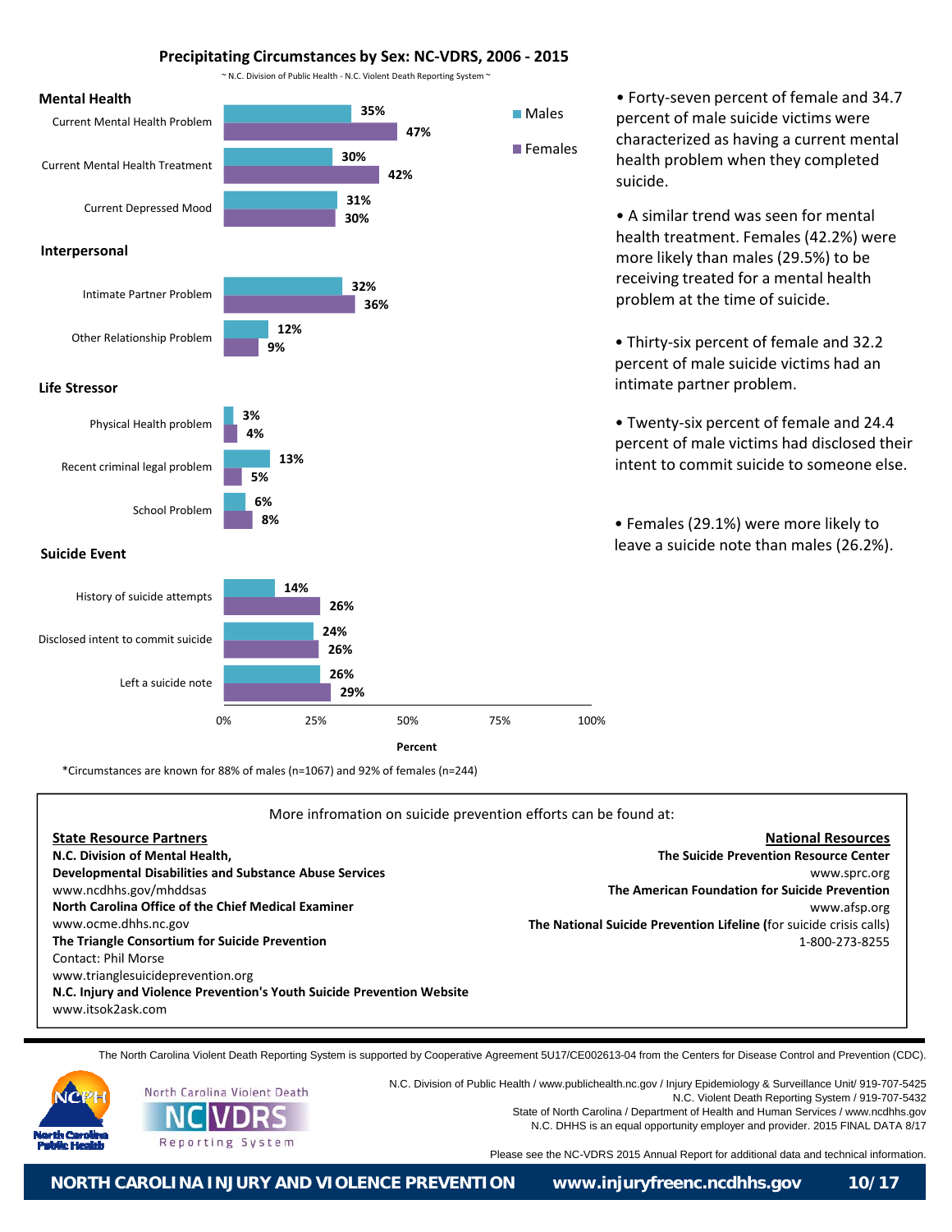## Precipitating Circumstances by Sex: NC-VDRS, 2006 - 2015

~ N.C. Division of Public Health - N.C. Violent Death Reporting System ~

Males
Females

**Mental Health**

Current Mental Health Problem 35% 47%

Current Mental Health Treatment 30% 42%

Current Depressed Mood 31% 30%

**Interpersonal**

Intimate Partner Problem 32% 36%

Other Relationship Problem 12% 9%

**Life Stressor**

Physical Health problem 3% 4%

Recent criminal legal problem 13% 5%

School Problem 6% 8%

**Suicide Event**

History of suicide attempts 14% 26%

Disclosed intent to commit suicide 24% 26%

Left a suicide note 26% 29%

0% 25% 50% 75% 100%

Percent

*Circumstances are known for 88% of males (n=1067) and 92% of females (n=244)

- Forty-seven percent of female and 34.7 percent of male suicide victims were characterized as having a current mental health problem when they completed suicide.
- A similar trend was seen for mental health treatment. Females (42.2%) were more likely than males (29.5%) to be receiving treated for a mental health problem at the time of suicide.
- Thirty-six percent of female and 32.2 percent of male suicide victims had an intimate partner problem.
- Twenty-six percent of female and 24.4 percent of male victims had disclosed their intent to commit suicide to someone else.
- Females (29.1%) were more likely to leave a suicide note than males (26.2%).

More infromation on suicide prevention efforts can be found at:

**State Resource Partners**

**N.C. Division of Mental Health, Developmental Disabilities and Substance Abuse Services**
www.ncdhhs.gov/mhddsas
**North Carolina Office of the Chief Medical Examiner**
www.ocme.dhhs.nc.gov
**The Triangle Consortium for Suicide Prevention**
Contact: Phil Morse
www.trianglesuicideprevention.org
**N.C. Injury and Violence Prevention's Youth Suicide Prevention Website**
www.itsok2ask.com

**National Resources**

**The Suicide Prevention Resource Center**
www.sprc.org
**The American Foundation for Suicide Prevention**
www.afsp.org
**The National Suicide Prevention Lifeline** (for suicide crisis calls)
1-800-273-8255

The North Carolina Violent Death Reporting System is supported by Cooperative Agreement 5U17/CE002613-04 from the Centers for Disease Control and Prevention (CDC).

N.C. Division of Public Health / www.publichealth.nc.gov / Injury Epidemiology & Surveillance Unit/ 919-707-5425
N.C. Violent Death Reporting System / 919-707-5432
State of North Carolina / Department of Health and Human Services / www.ncdhhs.gov
N.C. DHHS is an equal opportunity employer and provider. 2015 FINAL DATA 8/17

Please see the NC-VDRS 2015 Annual Report for additional data and technical information.